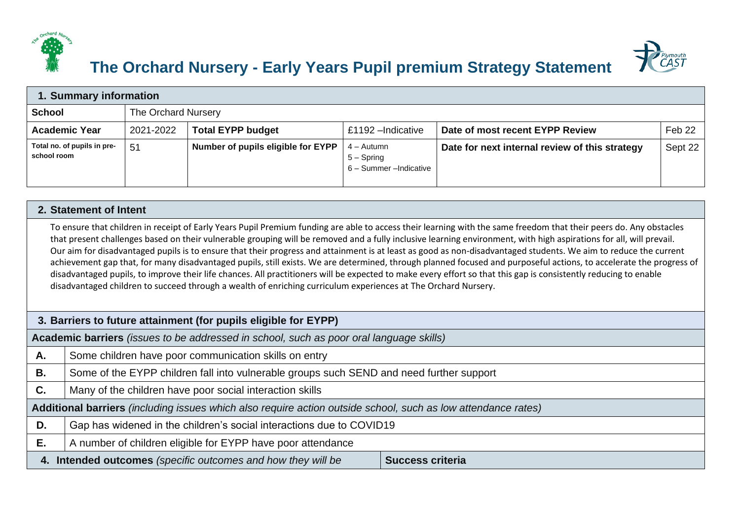# The Orchard Nursery - Early Years Pupil premium Strategy Statement

| 1. Summary information | | | | | |
|---|---|---|---|---|---|
| **School** | The Orchard Nursery | | | | |
| **Academic Year** | 2021-2022 | **Total EYPP budget** | £1192 –Indicative | **Date of most recent EYPP Review** | Feb 22 |
| **Total no. of pupils in pre-school room** | 51 | **Number of pupils eligible for EYPP** | 4 – Autumn<br>5 – Spring<br>6 – Summer –Indicative | **Date for next internal review of this strategy** | Sept 22 |

## 2. Statement of Intent

To ensure that children in receipt of Early Years Pupil Premium funding are able to access their learning with the same freedom that their peers do. Any obstacles that present challenges based on their vulnerable grouping will be removed and a fully inclusive learning environment, with high aspirations for all, will prevail. Our aim for disadvantaged pupils is to ensure that their progress and attainment is at least as good as non-disadvantaged students. We aim to reduce the current achievement gap that, for many disadvantaged pupils, still exists. We are determined, through planned focused and purposeful actions, to accelerate the progress of disadvantaged pupils, to improve their life chances. All practitioners will be expected to make every effort so that this gap is consistently reducing to enable disadvantaged children to succeed through a wealth of enriching curriculum experiences at The Orchard Nursery.

## 3. Barriers to future attainment (for pupils eligible for EYPP)

| **Academic barriers** *(issues to be addressed in school, such as poor oral language skills)* | |
|---|---|
| **A.** | Some children have poor communication skills on entry |
| **B.** | Some of the EYPP children fall into vulnerable groups such SEND and need further support |
| **C.** | Many of the children have poor social interaction skills |
| **Additional barriers** *(including issues which also require action outside school, such as low attendance rates)* | |
| **D.** | Gap has widened in the children's social interactions due to COVID19 |
| **E.** | A number of children eligible for EYPP have poor attendance |

| 4. Intended outcomes *(specific outcomes and how they will be* | Success criteria |
|---|---|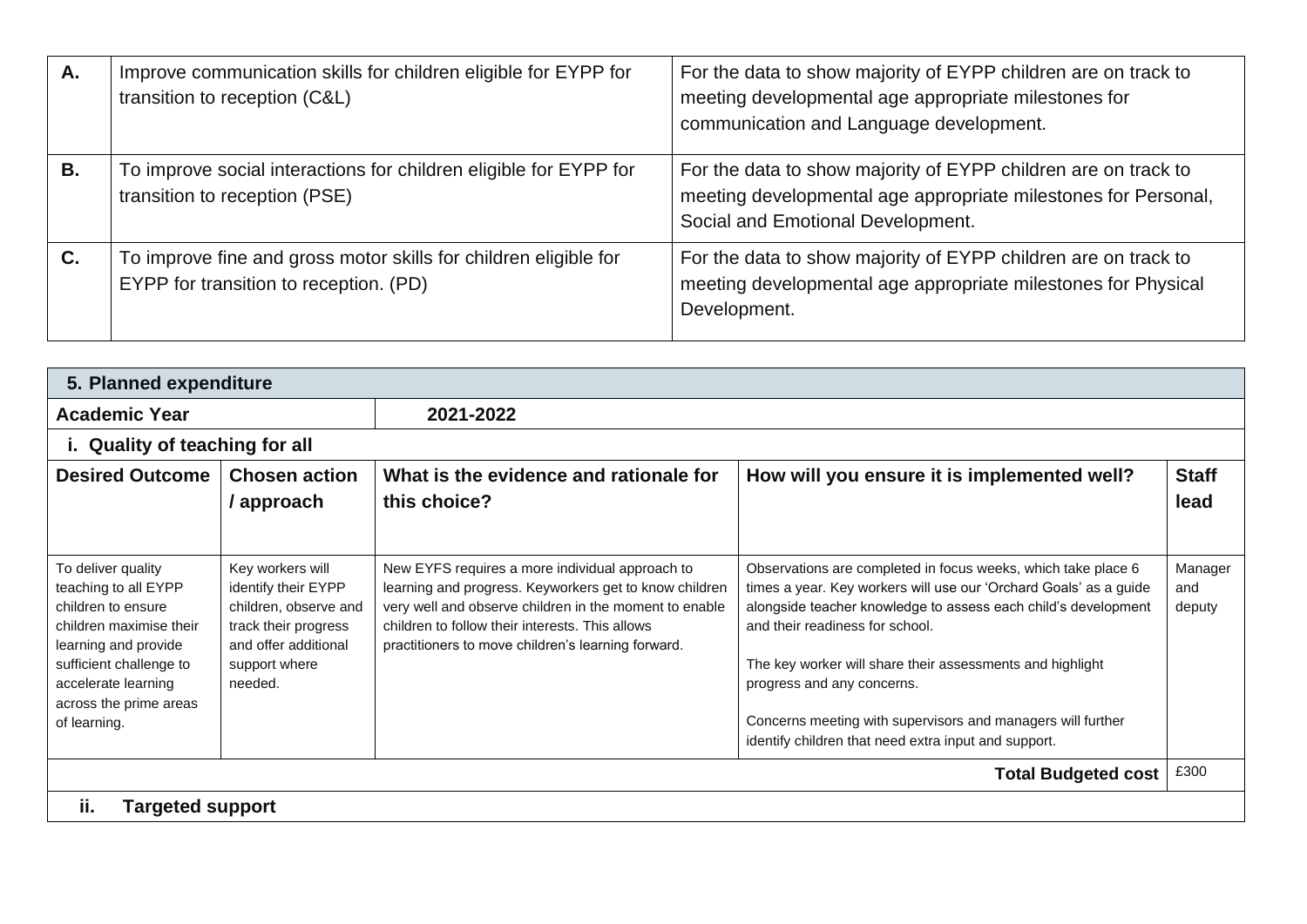| | | |
|---|---|---|
| **A.** | Improve communication skills for children eligible for EYPP for transition to reception (C&L) | For the data to show majority of EYPP children are on track to meeting developmental age appropriate milestones for communication and Language development. |
| **B.** | To improve social interactions for children eligible for EYPP for transition to reception (PSE) | For the data to show majority of EYPP children are on track to meeting developmental age appropriate milestones for Personal, Social and Emotional Development. |
| **C.** | To improve fine and gross motor skills for children eligible for EYPP for transition to reception. (PD) | For the data to show majority of EYPP children are on track to meeting developmental age appropriate milestones for Physical Development. |

| **5. Planned expenditure** | | | | |
|---|---|---|---|---|
| **Academic Year** | | **2021-2022** | | |
| **i. Quality of teaching for all** | | | | |
| **Desired Outcome** | **Chosen action / approach** | **What is the evidence and rationale for this choice?** | **How will you ensure it is implemented well?** | **Staff lead** |
| To deliver quality teaching to all EYPP children to ensure children maximise their learning and provide sufficient challenge to accelerate learning across the prime areas of learning. | Key workers will identify their EYPP children, observe and track their progress and offer additional support where needed. | New EYFS requires a more individual approach to learning and progress. Keyworkers get to know children very well and observe children in the moment to enable children to follow their interests. This allows practitioners to move children's learning forward. | Observations are completed in focus weeks, which take place 6 times a year. Key workers will use our 'Orchard Goals' as a guide alongside teacher knowledge to assess each child's development and their readiness for school.<br><br>The key worker will share their assessments and highlight progress and any concerns.<br><br>Concerns meeting with supervisors and managers will further identify children that need extra input and support. | Manager and deputy |
| | | | **Total Budgeted cost** | £300 |
| **ii. Targeted support** | | | | |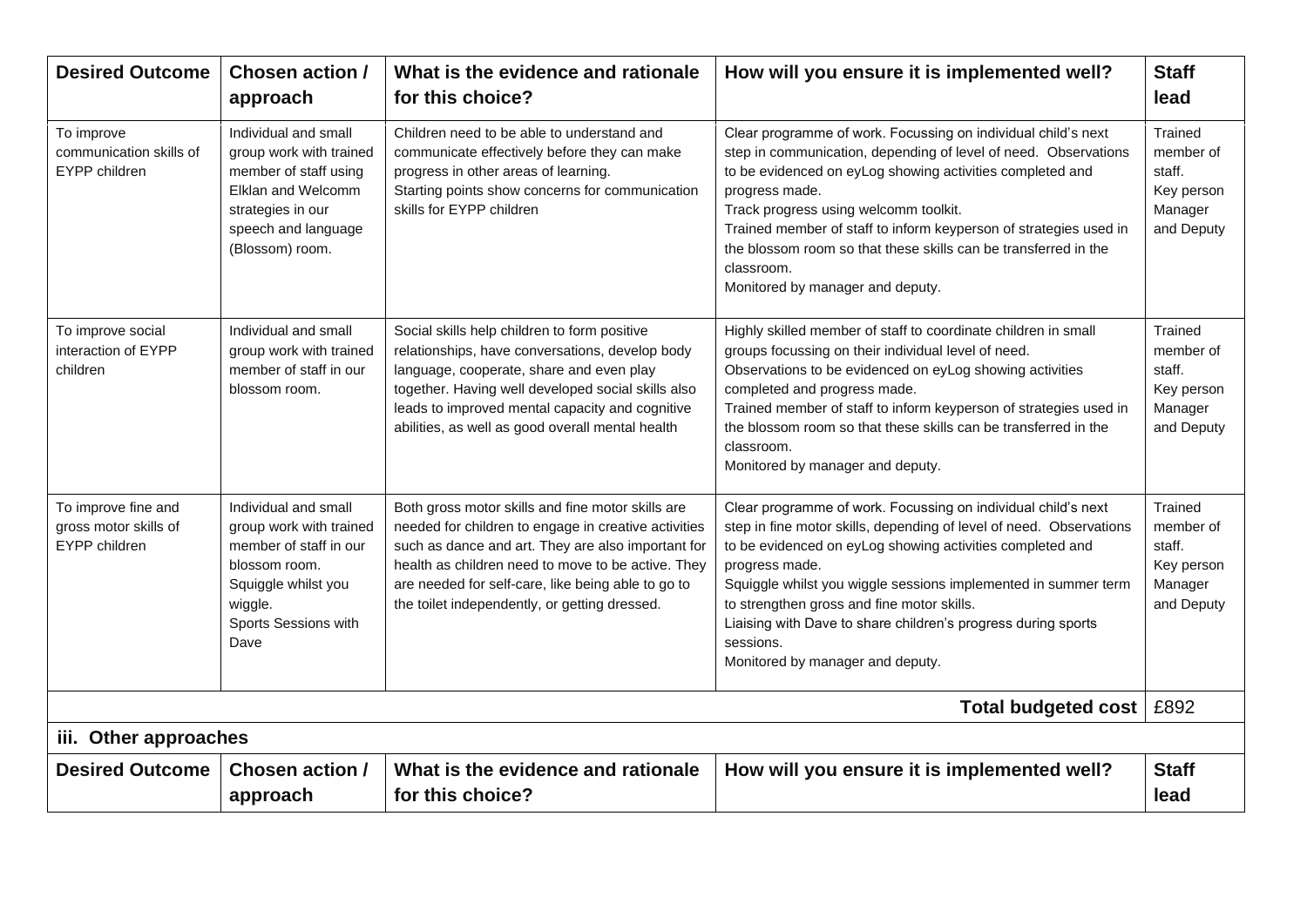| Desired Outcome | Chosen action / approach | What is the evidence and rationale for this choice? | How will you ensure it is implemented well? | Staff lead |
|---|---|---|---|---|
| To improve communication skills of EYPP children | Individual and small group work with trained member of staff using Elklan and Welcomm strategies in our speech and language (Blossom) room. | Children need to be able to understand and communicate effectively before they can make progress in other areas of learning.<br>Starting points show concerns for communication skills for EYPP children | Clear programme of work. Focussing on individual child's next step in communication, depending of level of need. Observations to be evidenced on eyLog showing activities completed and progress made.<br>Track progress using welcomm toolkit.<br>Trained member of staff to inform keyperson of strategies used in the blossom room so that these skills can be transferred in the classroom.<br>Monitored by manager and deputy. | Trained member of staff.<br>Key person<br>Manager and Deputy |
| To improve social interaction of EYPP children | Individual and small group work with trained member of staff in our blossom room. | Social skills help children to form positive relationships, have conversations, develop body language, cooperate, share and even play together. Having well developed social skills also leads to improved mental capacity and cognitive abilities, as well as good overall mental health | Highly skilled member of staff to coordinate children in small groups focussing on their individual level of need.<br>Observations to be evidenced on eyLog showing activities completed and progress made.<br>Trained member of staff to inform keyperson of strategies used in the blossom room so that these skills can be transferred in the classroom.<br>Monitored by manager and deputy. | Trained member of staff.<br>Key person<br>Manager and Deputy |
| To improve fine and gross motor skills of EYPP children | Individual and small group work with trained member of staff in our blossom room.<br>Squiggle whilst you wiggle.<br>Sports Sessions with Dave | Both gross motor skills and fine motor skills are needed for children to engage in creative activities such as dance and art. They are also important for health as children need to move to be active. They are needed for self-care, like being able to go to the toilet independently, or getting dressed. | Clear programme of work. Focussing on individual child's next step in fine motor skills, depending of level of need. Observations to be evidenced on eyLog showing activities completed and progress made.<br>Squiggle whilst you wiggle sessions implemented in summer term to strengthen gross and fine motor skills.<br>Liaising with Dave to share children's progress during sports sessions.<br>Monitored by manager and deputy. | Trained member of staff.<br>Key person<br>Manager and Deputy |
| | | | **Total budgeted cost** | £892 |

### iii. Other approaches

| Desired Outcome | Chosen action / approach | What is the evidence and rationale for this choice? | How will you ensure it is implemented well? | Staff lead |
|---|---|---|---|---|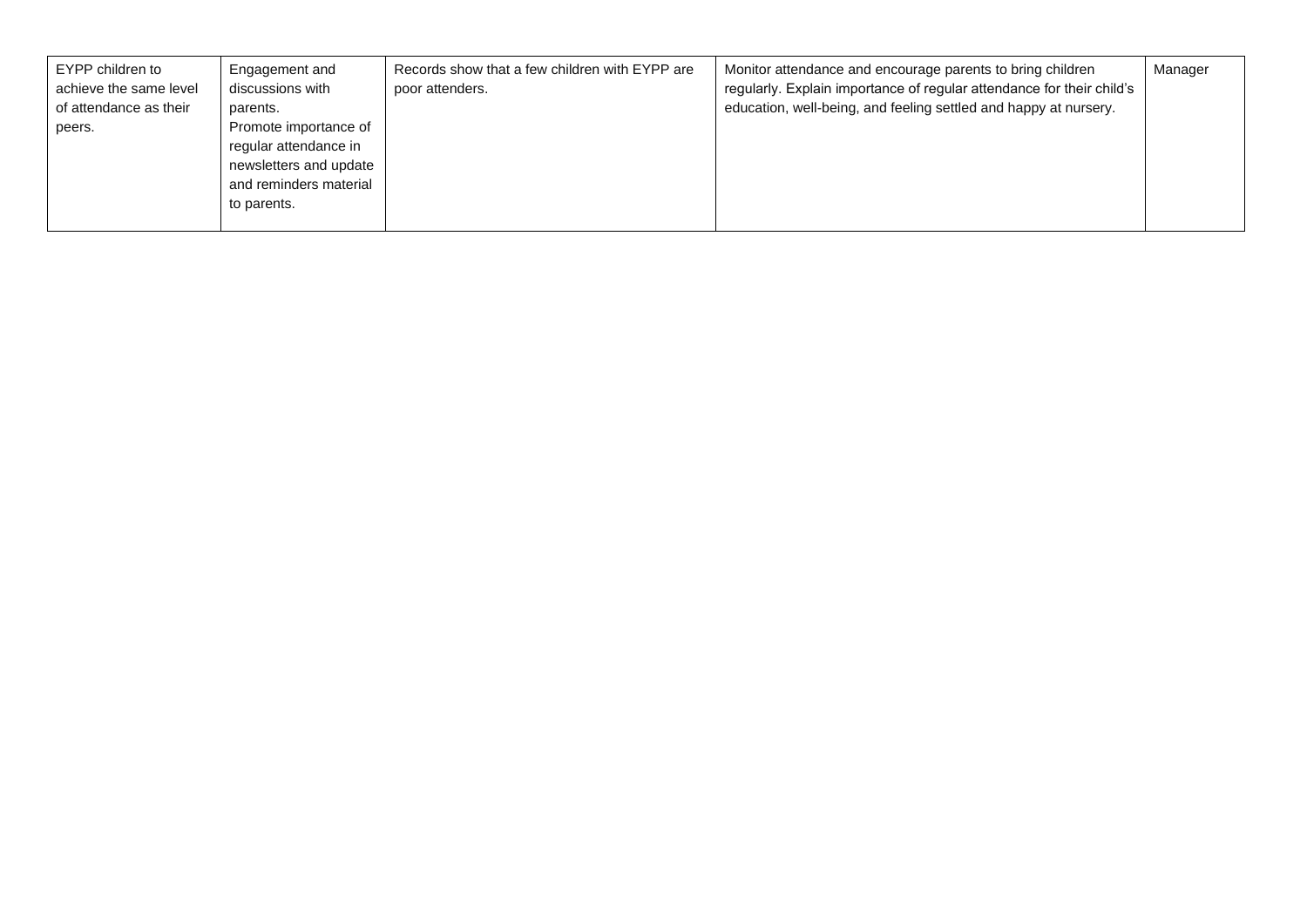| | | | | |
|---|---|---|---|---|
| EYPP children to achieve the same level of attendance as their peers. | Engagement and discussions with parents.<br>Promote importance of regular attendance in newsletters and update and reminders material to parents. | Records show that a few children with EYPP are poor attenders. | Monitor attendance and encourage parents to bring children regularly. Explain importance of regular attendance for their child's education, well-being, and feeling settled and happy at nursery. | Manager |